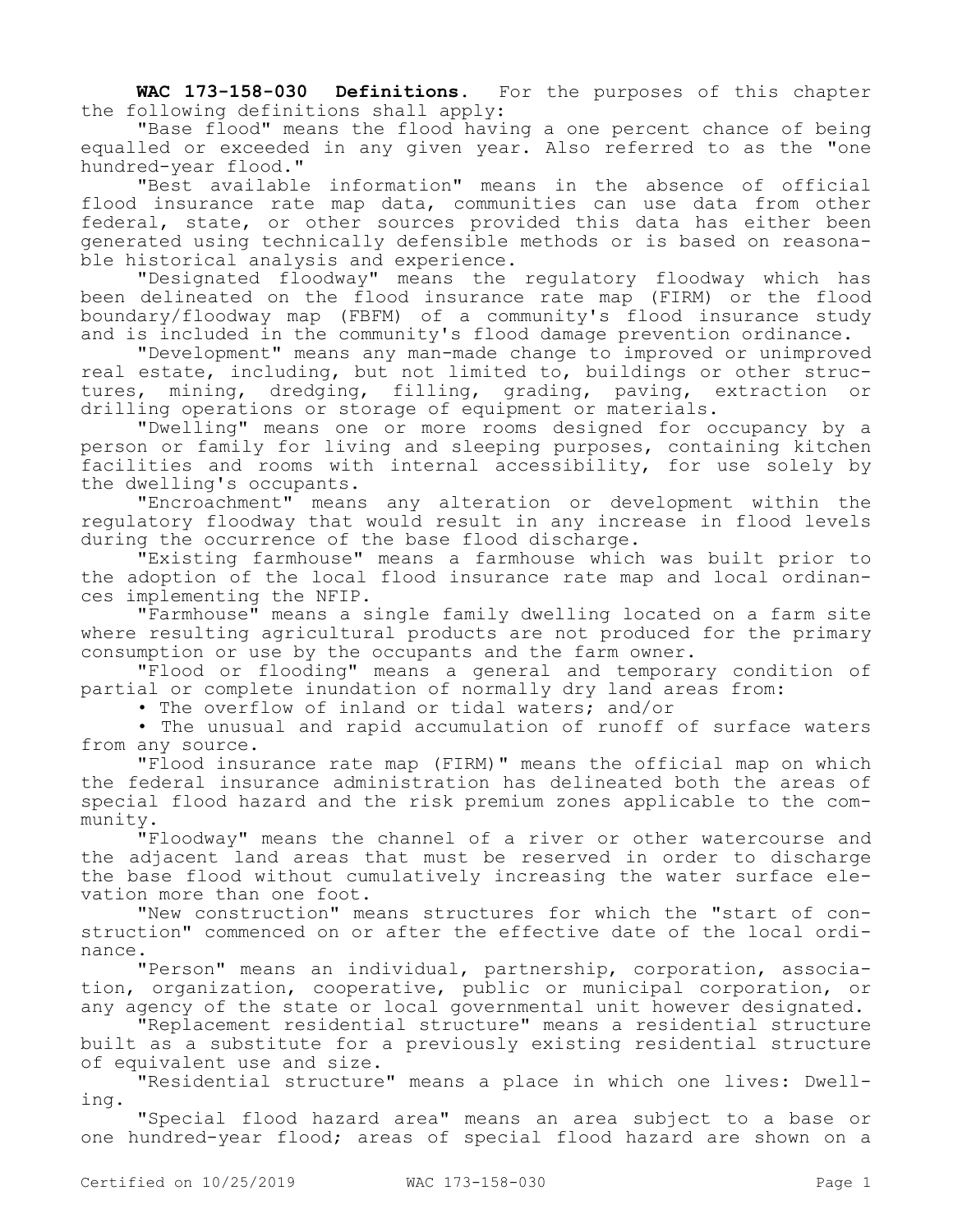**WAC 173-158-030 Definitions.** For the purposes of this chapter the following definitions shall apply:

"Base flood" means the flood having a one percent chance of being equalled or exceeded in any given year. Also referred to as the "one hundred-year flood."

"Best available information" means in the absence of official flood insurance rate map data, communities can use data from other federal, state, or other sources provided this data has either been generated using technically defensible methods or is based on reasonable historical analysis and experience.

"Designated floodway" means the regulatory floodway which has been delineated on the flood insurance rate map (FIRM) or the flood boundary/floodway map (FBFM) of a community's flood insurance study and is included in the community's flood damage prevention ordinance.

"Development" means any man-made change to improved or unimproved real estate, including, but not limited to, buildings or other structures, mining, dredging, filling, grading, paving, extraction or drilling operations or storage of equipment or materials.

"Dwelling" means one or more rooms designed for occupancy by a person or family for living and sleeping purposes, containing kitchen facilities and rooms with internal accessibility, for use solely by the dwelling's occupants.

"Encroachment" means any alteration or development within the regulatory floodway that would result in any increase in flood levels during the occurrence of the base flood discharge.

"Existing farmhouse" means a farmhouse which was built prior to the adoption of the local flood insurance rate map and local ordinances implementing the NFIP.

"Farmhouse" means a single family dwelling located on a farm site where resulting agricultural products are not produced for the primary consumption or use by the occupants and the farm owner.

"Flood or flooding" means a general and temporary condition of partial or complete inundation of normally dry land areas from:

• The overflow of inland or tidal waters; and/or

• The unusual and rapid accumulation of runoff of surface waters from any source.

"Flood insurance rate map (FIRM)" means the official map on which the federal insurance administration has delineated both the areas of special flood hazard and the risk premium zones applicable to the community.

"Floodway" means the channel of a river or other watercourse and the adjacent land areas that must be reserved in order to discharge the base flood without cumulatively increasing the water surface elevation more than one foot.

"New construction" means structures for which the "start of construction" commenced on or after the effective date of the local ordinance.

"Person" means an individual, partnership, corporation, association, organization, cooperative, public or municipal corporation, or any agency of the state or local governmental unit however designated.

"Replacement residential structure" means a residential structure built as a substitute for a previously existing residential structure of equivalent use and size.

"Residential structure" means a place in which one lives: Dwelling.

"Special flood hazard area" means an area subject to a base or one hundred-year flood; areas of special flood hazard are shown on a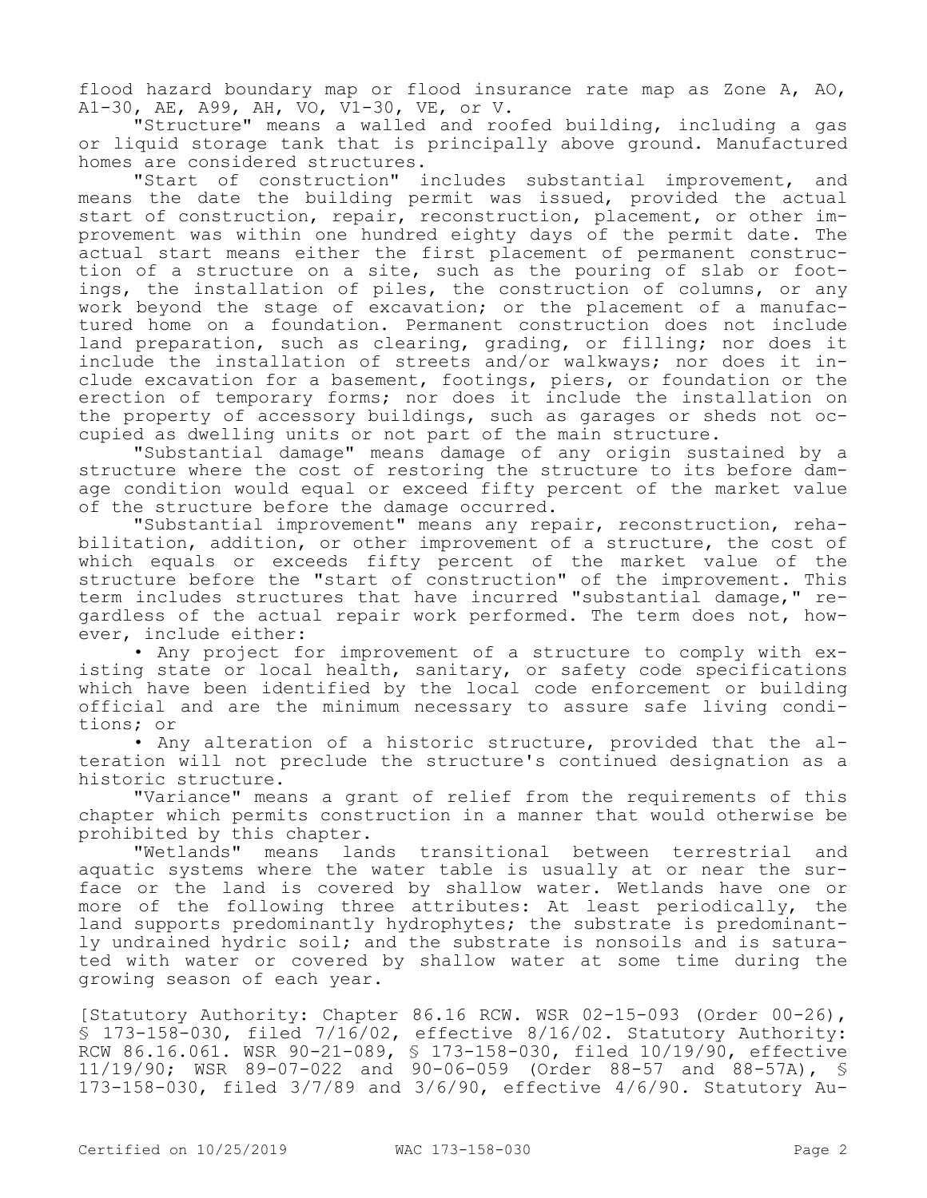flood hazard boundary map or flood insurance rate map as Zone A, AO, A1-30, AE, A99, AH, VO, V1-30, VE, or V.

"Structure" means a walled and roofed building, including a gas or liquid storage tank that is principally above ground. Manufactured homes are considered structures.

"Start of construction" includes substantial improvement, and means the date the building permit was issued, provided the actual start of construction, repair, reconstruction, placement, or other improvement was within one hundred eighty days of the permit date. The actual start means either the first placement of permanent construction of a structure on a site, such as the pouring of slab or footings, the installation of piles, the construction of columns, or any work beyond the stage of excavation; or the placement of a manufactured home on a foundation. Permanent construction does not include land preparation, such as clearing, grading, or filling; nor does it include the installation of streets and/or walkways; nor does it include excavation for a basement, footings, piers, or foundation or the erection of temporary forms; nor does it include the installation on the property of accessory buildings, such as garages or sheds not occupied as dwelling units or not part of the main structure.

"Substantial damage" means damage of any origin sustained by a structure where the cost of restoring the structure to its before damage condition would equal or exceed fifty percent of the market value of the structure before the damage occurred.

"Substantial improvement" means any repair, reconstruction, rehabilitation, addition, or other improvement of a structure, the cost of which equals or exceeds fifty percent of the market value of the structure before the "start of construction" of the improvement. This term includes structures that have incurred "substantial damage," regardless of the actual repair work performed. The term does not, however, include either:

- Any project for improvement of a structure to comply with existing state or local health, sanitary, or safety code specifications which have been identified by the local code enforcement or building official and are the minimum necessary to assure safe living conditions; or
- Any alteration of a historic structure, provided that the alteration will not preclude the structure's continued designation as a historic structure.

"Variance" means a grant of relief from the requirements of this chapter which permits construction in a manner that would otherwise be prohibited by this chapter.

"Wetlands" means lands transitional between terrestrial and aquatic systems where the water table is usually at or near the surface or the land is covered by shallow water. Wetlands have one or more of the following three attributes: At least periodically, the land supports predominantly hydrophytes; the substrate is predominantly undrained hydric soil; and the substrate is nonsoils and is saturated with water or covered by shallow water at some time during the growing season of each year.

[Statutory Authority: Chapter 86.16 RCW. WSR 02-15-093 (Order 00-26), § 173-158-030, filed 7/16/02, effective 8/16/02. Statutory Authority: RCW 86.16.061. WSR 90-21-089, § 173-158-030, filed 10/19/90, effective 11/19/90; WSR 89-07-022 and 90-06-059 (Order 88-57 and 88-57A), § 173-158-030, filed 3/7/89 and 3/6/90, effective 4/6/90. Statutory Au-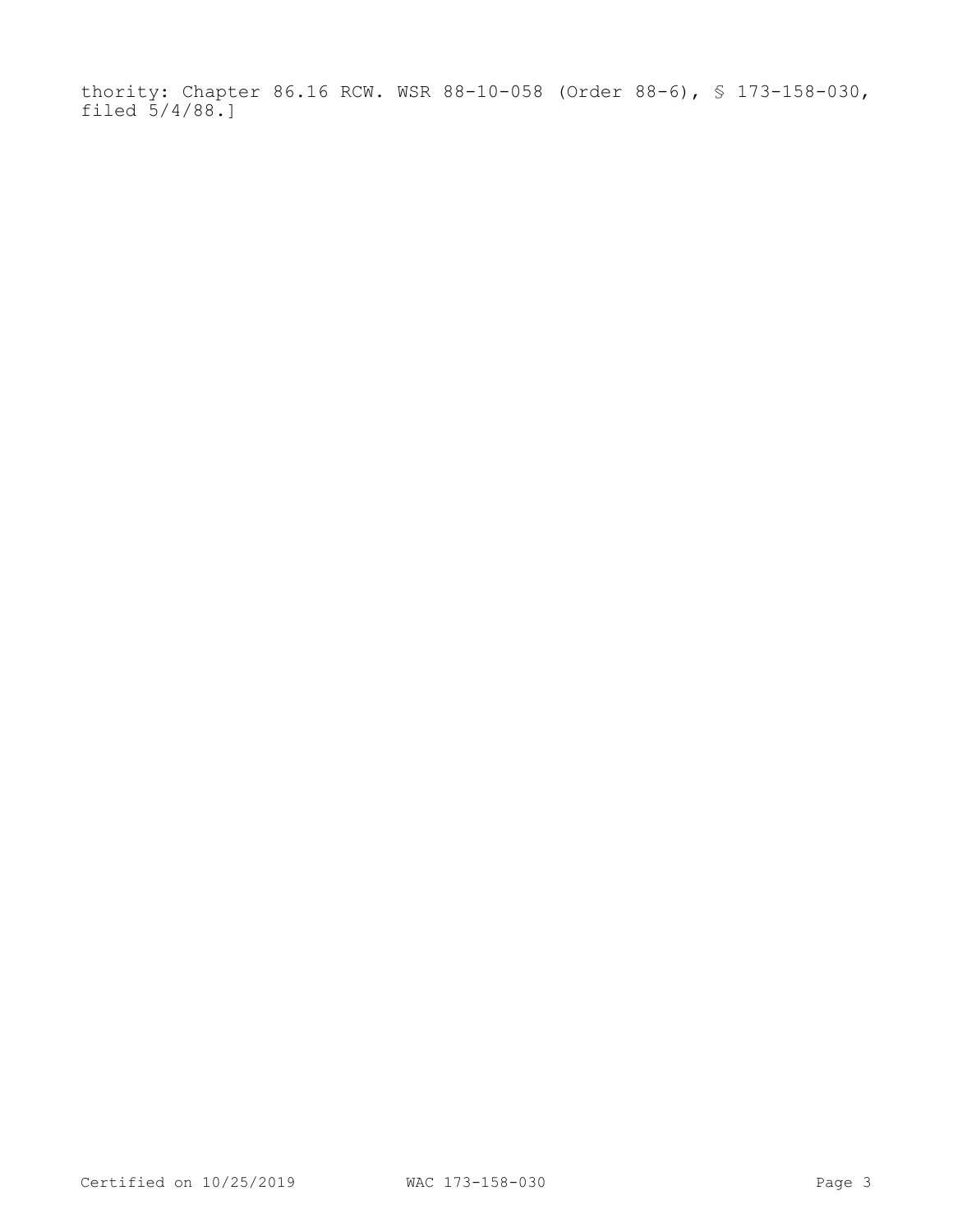thority: Chapter 86.16 RCW. WSR 88-10-058 (Order 88-6), § 173-158-030, filed 5/4/88.]